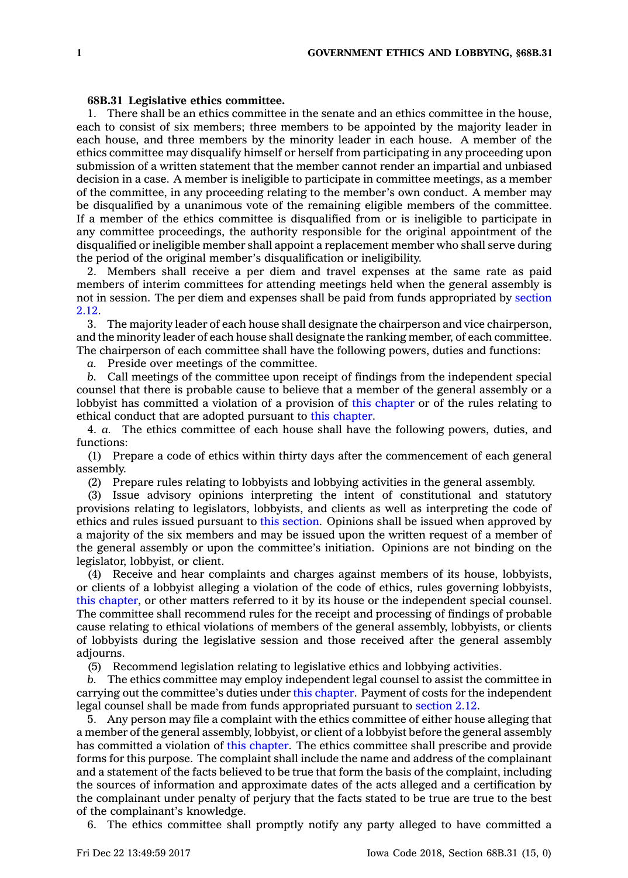**68B.31 Legislative ethics committee.**

1. There shall be an ethics committee in the senate and an ethics committee in the house, each to consist of six members; three members to be appointed by the majority leader in each house, and three members by the minority leader in each house. A member of the ethics committee may disqualify himself or herself from participating in any proceeding upon submission of a written statement that the member cannot render an impartial and unbiased decision in a case. A member is ineligible to participate in committee meetings, as a member of the committee, in any proceeding relating to the member's own conduct. A member may be disqualified by a unanimous vote of the remaining eligible members of the committee. If a member of the ethics committee is disqualified from or is ineligible to participate in any committee proceedings, the authority responsible for the original appointment of the disqualified or ineligible member shall appoint a replacement member who shall serve during the period of the original member's disqualification or ineligibility.

2. Members shall receive a per diem and travel expenses at the same rate as paid members of interim committees for attending meetings held when the general assembly is not in session. The per diem and expenses shall be paid from funds appropriated by section 2.12.

3. The majority leader of each house shall designate the chairperson and vice chairperson, and the minority leader of each house shall designate the ranking member, of each committee. The chairperson of each committee shall have the following powers, duties and functions:

*a.* Preside over meetings of the committee.

*b.* Call meetings of the committee upon receipt of findings from the independent special counsel that there is probable cause to believe that a member of the general assembly or a lobbyist has committed a violation of a provision of this chapter or of the rules relating to ethical conduct that are adopted pursuant to this chapter.

4. *a.* The ethics committee of each house shall have the following powers, duties, and functions:

(1) Prepare a code of ethics within thirty days after the commencement of each general assembly.

(2) Prepare rules relating to lobbyists and lobbying activities in the general assembly.

(3) Issue advisory opinions interpreting the intent of constitutional and statutory provisions relating to legislators, lobbyists, and clients as well as interpreting the code of ethics and rules issued pursuant to this section. Opinions shall be issued when approved by a majority of the six members and may be issued upon the written request of a member of the general assembly or upon the committee's initiation. Opinions are not binding on the legislator, lobbyist, or client.

(4) Receive and hear complaints and charges against members of its house, lobbyists, or clients of a lobbyist alleging a violation of the code of ethics, rules governing lobbyists, this chapter, or other matters referred to it by its house or the independent special counsel. The committee shall recommend rules for the receipt and processing of findings of probable cause relating to ethical violations of members of the general assembly, lobbyists, or clients of lobbyists during the legislative session and those received after the general assembly adjourns.

(5) Recommend legislation relating to legislative ethics and lobbying activities.

*b.* The ethics committee may employ independent legal counsel to assist the committee in carrying out the committee's duties under this chapter. Payment of costs for the independent legal counsel shall be made from funds appropriated pursuant to section 2.12.

5. Any person may file a complaint with the ethics committee of either house alleging that a member of the general assembly, lobbyist, or client of a lobbyist before the general assembly has committed a violation of this chapter. The ethics committee shall prescribe and provide forms for this purpose. The complaint shall include the name and address of the complainant and a statement of the facts believed to be true that form the basis of the complaint, including the sources of information and approximate dates of the acts alleged and a certification by the complainant under penalty of perjury that the facts stated to be true are true to the best of the complainant's knowledge.

6. The ethics committee shall promptly notify any party alleged to have committed a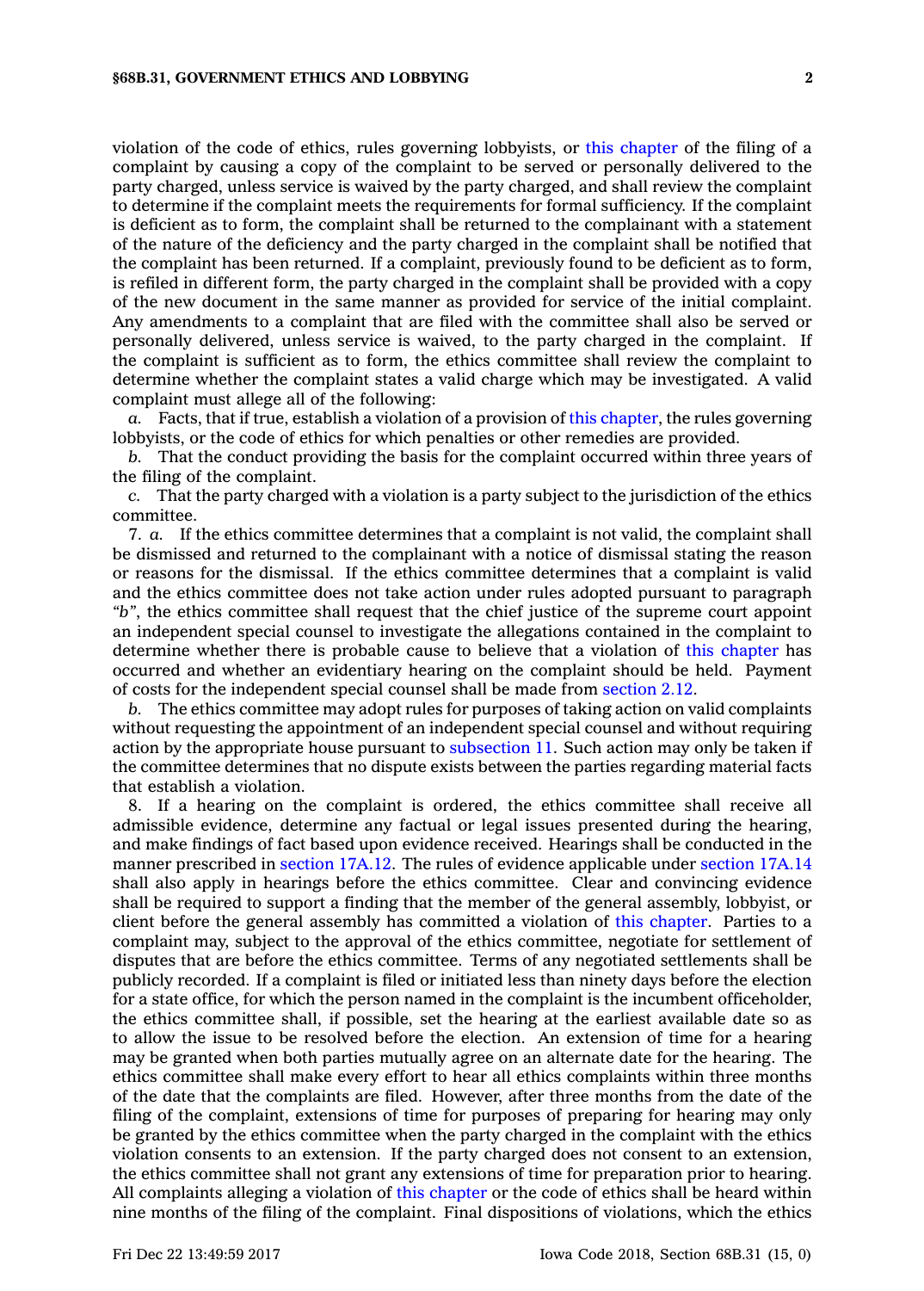violation of the code of ethics, rules governing lobbyists, or this chapter of the filing of a complaint by causing a copy of the complaint to be served or personally delivered to the party charged, unless service is waived by the party charged, and shall review the complaint to determine if the complaint meets the requirements for formal sufficiency. If the complaint is deficient as to form, the complaint shall be returned to the complainant with a statement of the nature of the deficiency and the party charged in the complaint shall be notified that the complaint has been returned. If a complaint, previously found to be deficient as to form, is refiled in different form, the party charged in the complaint shall be provided with a copy of the new document in the same manner as provided for service of the initial complaint. Any amendments to a complaint that are filed with the committee shall also be served or personally delivered, unless service is waived, to the party charged in the complaint. If the complaint is sufficient as to form, the ethics committee shall review the complaint to determine whether the complaint states a valid charge which may be investigated. A valid complaint must allege all of the following:

*a.* Facts, that if true, establish a violation of a provision of this chapter, the rules governing lobbyists, or the code of ethics for which penalties or other remedies are provided.

*b.* That the conduct providing the basis for the complaint occurred within three years of the filing of the complaint.

*c.* That the party charged with a violation is a party subject to the jurisdiction of the ethics committee.

7. *a.* If the ethics committee determines that a complaint is not valid, the complaint shall be dismissed and returned to the complainant with a notice of dismissal stating the reason or reasons for the dismissal. If the ethics committee determines that a complaint is valid and the ethics committee does not take action under rules adopted pursuant to paragraph *"b"*, the ethics committee shall request that the chief justice of the supreme court appoint an independent special counsel to investigate the allegations contained in the complaint to determine whether there is probable cause to believe that a violation of this chapter has occurred and whether an evidentiary hearing on the complaint should be held. Payment of costs for the independent special counsel shall be made from section 2.12.

*b.* The ethics committee may adopt rules for purposes of taking action on valid complaints without requesting the appointment of an independent special counsel and without requiring action by the appropriate house pursuant to subsection 11. Such action may only be taken if the committee determines that no dispute exists between the parties regarding material facts that establish a violation.

8. If a hearing on the complaint is ordered, the ethics committee shall receive all admissible evidence, determine any factual or legal issues presented during the hearing, and make findings of fact based upon evidence received. Hearings shall be conducted in the manner prescribed in section 17A.12. The rules of evidence applicable under section 17A.14 shall also apply in hearings before the ethics committee. Clear and convincing evidence shall be required to support a finding that the member of the general assembly, lobbyist, or client before the general assembly has committed a violation of this chapter. Parties to a complaint may, subject to the approval of the ethics committee, negotiate for settlement of disputes that are before the ethics committee. Terms of any negotiated settlements shall be publicly recorded. If a complaint is filed or initiated less than ninety days before the election for a state office, for which the person named in the complaint is the incumbent officeholder, the ethics committee shall, if possible, set the hearing at the earliest available date so as to allow the issue to be resolved before the election. An extension of time for a hearing may be granted when both parties mutually agree on an alternate date for the hearing. The ethics committee shall make every effort to hear all ethics complaints within three months of the date that the complaints are filed. However, after three months from the date of the filing of the complaint, extensions of time for purposes of preparing for hearing may only be granted by the ethics committee when the party charged in the complaint with the ethics violation consents to an extension. If the party charged does not consent to an extension, the ethics committee shall not grant any extensions of time for preparation prior to hearing. All complaints alleging a violation of this chapter or the code of ethics shall be heard within nine months of the filing of the complaint. Final dispositions of violations, which the ethics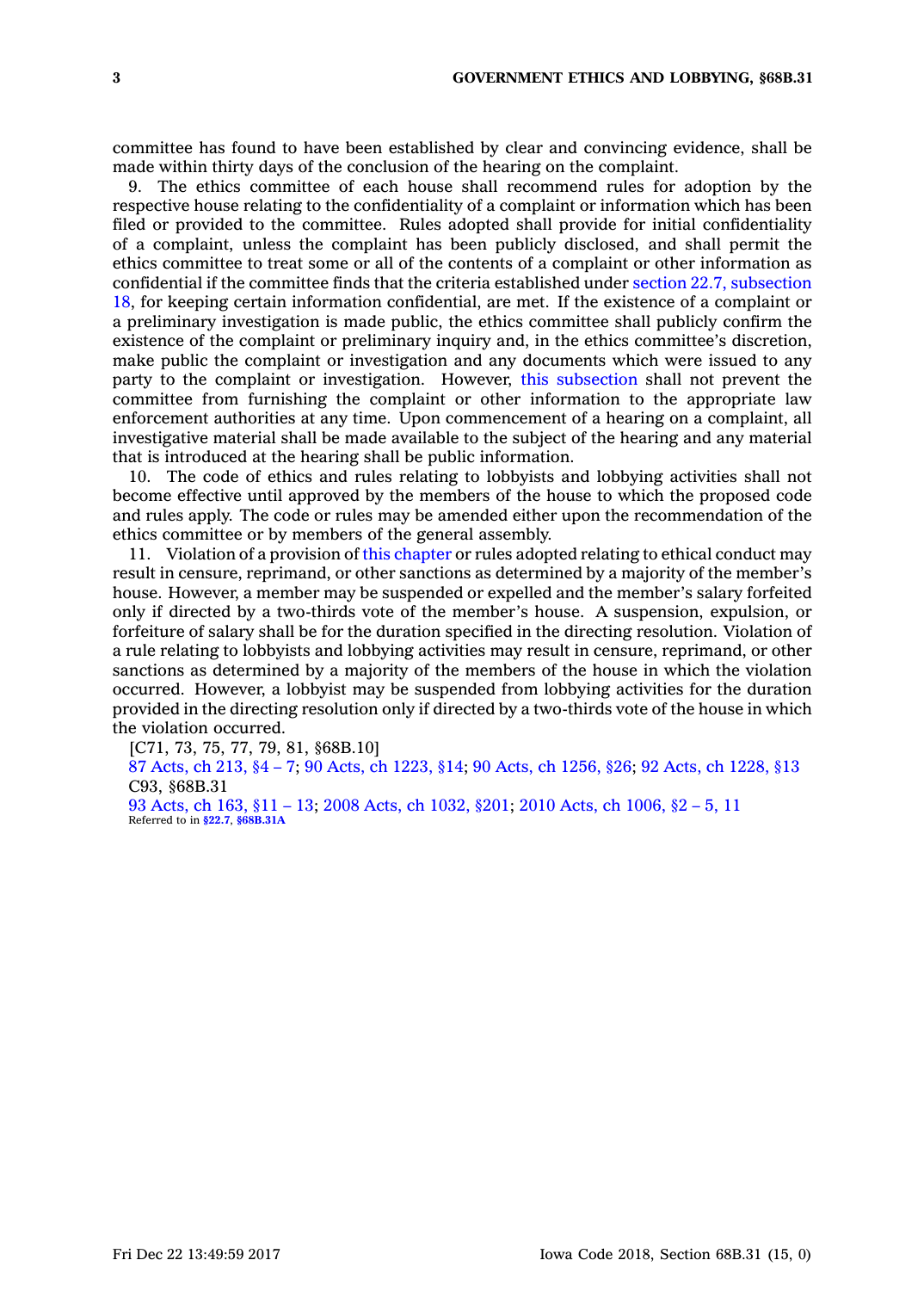committee has found to have been established by clear and convincing evidence, shall be made within thirty days of the conclusion of the hearing on the complaint.

9. The ethics committee of each house shall recommend rules for adoption by the respective house relating to the confidentiality of a complaint or information which has been filed or provided to the committee. Rules adopted shall provide for initial confidentiality of a complaint, unless the complaint has been publicly disclosed, and shall permit the ethics committee to treat some or all of the contents of a complaint or other information as confidential if the committee finds that the criteria established under section 22.7, subsection 18, for keeping certain information confidential, are met. If the existence of a complaint or a preliminary investigation is made public, the ethics committee shall publicly confirm the existence of the complaint or preliminary inquiry and, in the ethics committee's discretion, make public the complaint or investigation and any documents which were issued to any party to the complaint or investigation. However, this subsection shall not prevent the committee from furnishing the complaint or other information to the appropriate law enforcement authorities at any time. Upon commencement of a hearing on a complaint, all investigative material shall be made available to the subject of the hearing and any material that is introduced at the hearing shall be public information.

10. The code of ethics and rules relating to lobbyists and lobbying activities shall not become effective until approved by the members of the house to which the proposed code and rules apply. The code or rules may be amended either upon the recommendation of the ethics committee or by members of the general assembly.

11. Violation of a provision of this chapter or rules adopted relating to ethical conduct may result in censure, reprimand, or other sanctions as determined by a majority of the member's house. However, a member may be suspended or expelled and the member's salary forfeited only if directed by a two-thirds vote of the member's house. A suspension, expulsion, or forfeiture of salary shall be for the duration specified in the directing resolution. Violation of a rule relating to lobbyists and lobbying activities may result in censure, reprimand, or other sanctions as determined by a majority of the members of the house in which the violation occurred. However, a lobbyist may be suspended from lobbying activities for the duration provided in the directing resolution only if directed by a two-thirds vote of the house in which the violation occurred.

[C71, 73, 75, 77, 79, 81, §68B.10]

87 Acts, ch 213, §4 – 7; 90 Acts, ch 1223, §14; 90 Acts, ch 1256, §26; 92 Acts, ch 1228, §13
C93, §68B.31

93 Acts, ch 163, §11 – 13; 2008 Acts, ch 1032, §201; 2010 Acts, ch 1006, §2 – 5, 11

Referred to in §22.7, §68B.31A